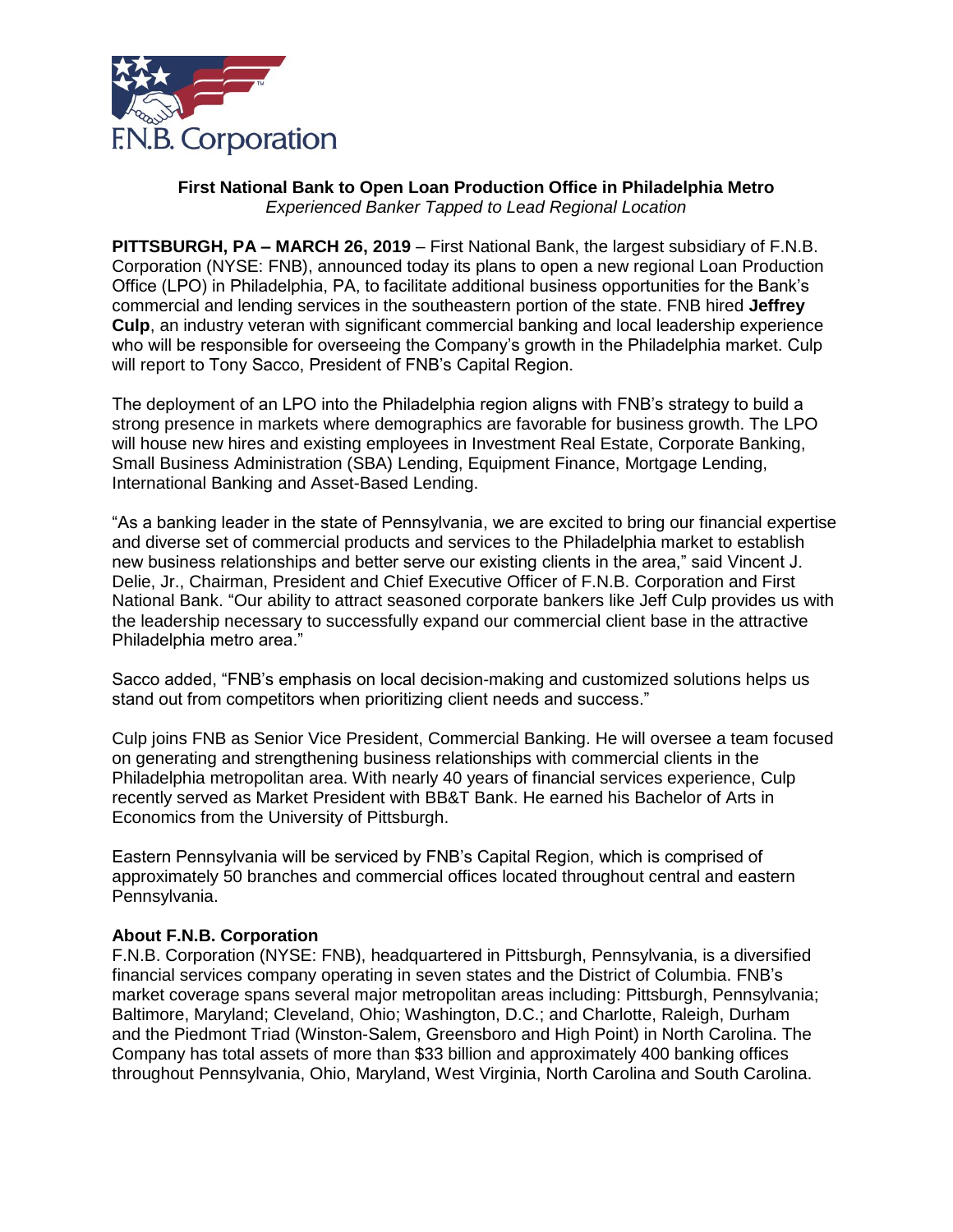F.N.B. Corporation

**First National Bank to Open Loan Production Office in Philadelphia Metro**
*Experienced Banker Tapped to Lead Regional Location*

**PITTSBURGH, PA – MARCH 26, 2019** – First National Bank, the largest subsidiary of F.N.B. Corporation (NYSE: FNB), announced today its plans to open a new regional Loan Production Office (LPO) in Philadelphia, PA, to facilitate additional business opportunities for the Bank's commercial and lending services in the southeastern portion of the state. FNB hired **Jeffrey Culp**, an industry veteran with significant commercial banking and local leadership experience who will be responsible for overseeing the Company's growth in the Philadelphia market. Culp will report to Tony Sacco, President of FNB's Capital Region.

The deployment of an LPO into the Philadelphia region aligns with FNB's strategy to build a strong presence in markets where demographics are favorable for business growth. The LPO will house new hires and existing employees in Investment Real Estate, Corporate Banking, Small Business Administration (SBA) Lending, Equipment Finance, Mortgage Lending, International Banking and Asset-Based Lending.

"As a banking leader in the state of Pennsylvania, we are excited to bring our financial expertise and diverse set of commercial products and services to the Philadelphia market to establish new business relationships and better serve our existing clients in the area," said Vincent J. Delie, Jr., Chairman, President and Chief Executive Officer of F.N.B. Corporation and First National Bank. "Our ability to attract seasoned corporate bankers like Jeff Culp provides us with the leadership necessary to successfully expand our commercial client base in the attractive Philadelphia metro area."

Sacco added, "FNB's emphasis on local decision-making and customized solutions helps us stand out from competitors when prioritizing client needs and success."

Culp joins FNB as Senior Vice President, Commercial Banking. He will oversee a team focused on generating and strengthening business relationships with commercial clients in the Philadelphia metropolitan area. With nearly 40 years of financial services experience, Culp recently served as Market President with BB&T Bank. He earned his Bachelor of Arts in Economics from the University of Pittsburgh.

Eastern Pennsylvania will be serviced by FNB's Capital Region, which is comprised of approximately 50 branches and commercial offices located throughout central and eastern Pennsylvania.

**About F.N.B. Corporation**

F.N.B. Corporation (NYSE: FNB), headquartered in Pittsburgh, Pennsylvania, is a diversified financial services company operating in seven states and the District of Columbia. FNB's market coverage spans several major metropolitan areas including: Pittsburgh, Pennsylvania; Baltimore, Maryland; Cleveland, Ohio; Washington, D.C.; and Charlotte, Raleigh, Durham and the Piedmont Triad (Winston-Salem, Greensboro and High Point) in North Carolina. The Company has total assets of more than $33 billion and approximately 400 banking offices throughout Pennsylvania, Ohio, Maryland, West Virginia, North Carolina and South Carolina.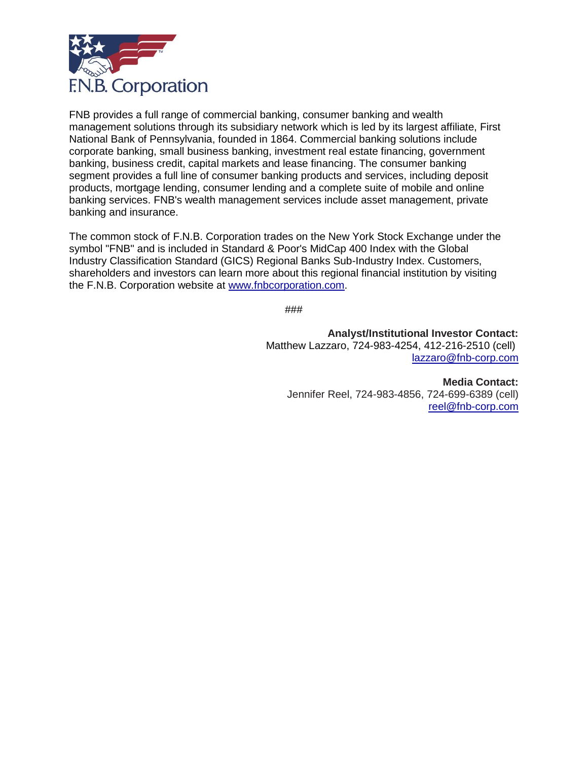FNB provides a full range of commercial banking, consumer banking and wealth management solutions through its subsidiary network which is led by its largest affiliate, First National Bank of Pennsylvania, founded in 1864. Commercial banking solutions include corporate banking, small business banking, investment real estate financing, government banking, business credit, capital markets and lease financing. The consumer banking segment provides a full line of consumer banking products and services, including deposit products, mortgage lending, consumer lending and a complete suite of mobile and online banking services. FNB's wealth management services include asset management, private banking and insurance.

The common stock of F.N.B. Corporation trades on the New York Stock Exchange under the symbol "FNB" and is included in Standard & Poor's MidCap 400 Index with the Global Industry Classification Standard (GICS) Regional Banks Sub-Industry Index. Customers, shareholders and investors can learn more about this regional financial institution by visiting the F.N.B. Corporation website at www.fnbcorporation.com.

###

**Analyst/Institutional Investor Contact:**
Matthew Lazzaro, 724-983-4254, 412-216-2510 (cell)
lazzaro@fnb-corp.com

**Media Contact:**
Jennifer Reel, 724-983-4856, 724-699-6389 (cell)
reel@fnb-corp.com